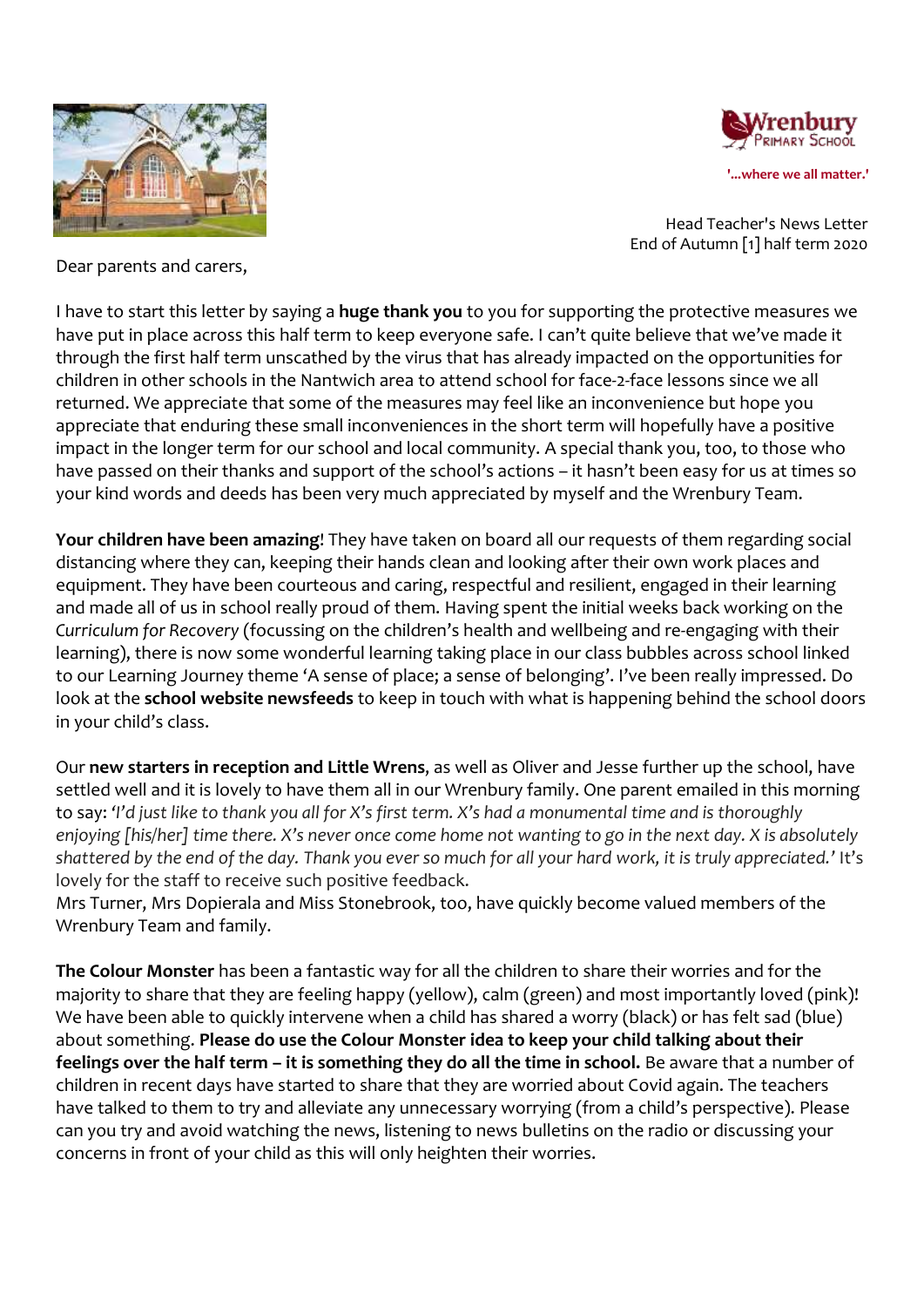Wrenbury Primary School

'...where we all matter.'

Head Teacher's News Letter
End of Autumn [1] half term 2020

Dear parents and carers,

I have to start this letter by saying a **huge thank you** to you for supporting the protective measures we have put in place across this half term to keep everyone safe. I can't quite believe that we've made it through the first half term unscathed by the virus that has already impacted on the opportunities for children in other schools in the Nantwich area to attend school for face-2-face lessons since we all returned. We appreciate that some of the measures may feel like an inconvenience but hope you appreciate that enduring these small inconveniences in the short term will hopefully have a positive impact in the longer term for our school and local community. A special thank you, too, to those who have passed on their thanks and support of the school's actions – it hasn't been easy for us at times so your kind words and deeds has been very much appreciated by myself and the Wrenbury Team.

**Your children have been amazing**! They have taken on board all our requests of them regarding social distancing where they can, keeping their hands clean and looking after their own work places and equipment. They have been courteous and caring, respectful and resilient, engaged in their learning and made all of us in school really proud of them. Having spent the initial weeks back working on the *Curriculum for Recovery* (focussing on the children's health and wellbeing and re-engaging with their learning), there is now some wonderful learning taking place in our class bubbles across school linked to our Learning Journey theme 'A sense of place; a sense of belonging'. I've been really impressed. Do look at the **school website newsfeeds** to keep in touch with what is happening behind the school doors in your child's class.

Our **new starters in reception and Little Wrens**, as well as Oliver and Jesse further up the school, have settled well and it is lovely to have them all in our Wrenbury family. One parent emailed in this morning to say: *'I'd just like to thank you all for X's first term. X's had a monumental time and is thoroughly enjoying [his/her] time there. X's never once come home not wanting to go in the next day. X is absolutely shattered by the end of the day. Thank you ever so much for all your hard work, it is truly appreciated.'* It's lovely for the staff to receive such positive feedback.
Mrs Turner, Mrs Dopierala and Miss Stonebrook, too, have quickly become valued members of the Wrenbury Team and family.

**The Colour Monster** has been a fantastic way for all the children to share their worries and for the majority to share that they are feeling happy (yellow), calm (green) and most importantly loved (pink)! We have been able to quickly intervene when a child has shared a worry (black) or has felt sad (blue) about something. **Please do use the Colour Monster idea to keep your child talking about their feelings over the half term – it is something they do all the time in school.** Be aware that a number of children in recent days have started to share that they are worried about Covid again. The teachers have talked to them to try and alleviate any unnecessary worrying (from a child's perspective). Please can you try and avoid watching the news, listening to news bulletins on the radio or discussing your concerns in front of your child as this will only heighten their worries.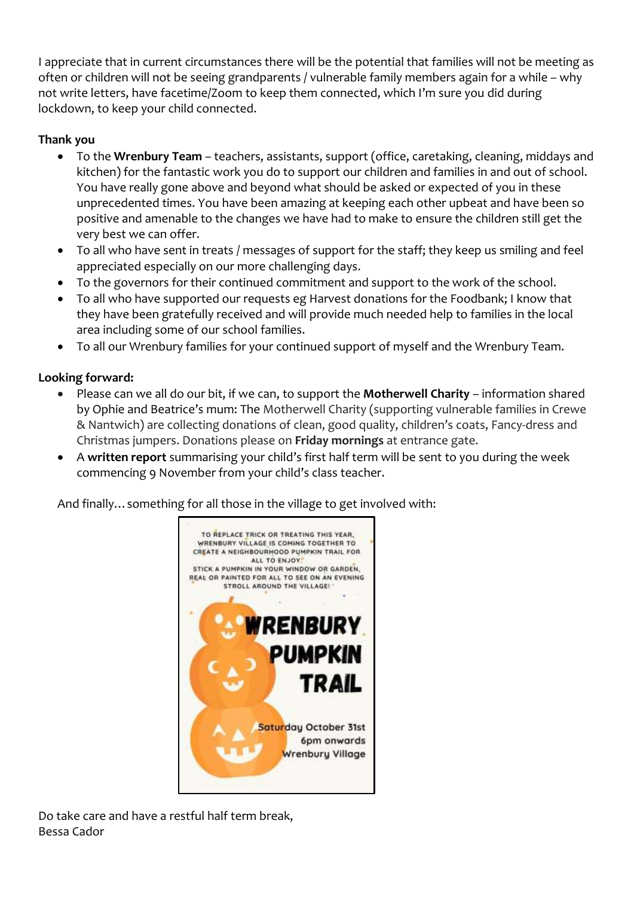I appreciate that in current circumstances there will be the potential that families will not be meeting as often or children will not be seeing grandparents / vulnerable family members again for a while – why not write letters, have facetime/Zoom to keep them connected, which I'm sure you did during lockdown, to keep your child connected.

**Thank you**

- To the **Wrenbury Team** – teachers, assistants, support (office, caretaking, cleaning, middays and kitchen) for the fantastic work you do to support our children and families in and out of school. You have really gone above and beyond what should be asked or expected of you in these unprecedented times. You have been amazing at keeping each other upbeat and have been so positive and amenable to the changes we have had to make to ensure the children still get the very best we can offer.
- To all who have sent in treats / messages of support for the staff; they keep us smiling and feel appreciated especially on our more challenging days.
- To the governors for their continued commitment and support to the work of the school.
- To all who have supported our requests eg Harvest donations for the Foodbank; I know that they have been gratefully received and will provide much needed help to families in the local area including some of our school families.
- To all our Wrenbury families for your continued support of myself and the Wrenbury Team.

**Looking forward:**

- Please can we all do our bit, if we can, to support the **Motherwell Charity** – information shared by Ophie and Beatrice's mum: The Motherwell Charity (supporting vulnerable families in Crewe & Nantwich) are collecting donations of clean, good quality, children's coats, Fancy-dress and Christmas jumpers. Donations please on **Friday mornings** at entrance gate.
- A **written report** summarising your child's first half term will be sent to you during the week commencing 9 November from your child's class teacher.

And finally… something for all those in the village to get involved with:

TO REPLACE TRICK OR TREATING THIS YEAR, WRENBURY VILLAGE IS COMING TOGETHER TO CREATE A NEIGHBOURHOOD PUMPKIN TRAIL FOR ALL TO ENJOY!
STICK A PUMPKIN IN YOUR WINDOW OR GARDEN, REAL OR PAINTED FOR ALL TO SEE ON AN EVENING STROLL AROUND THE VILLAGE!

WRENBURY PUMPKIN TRAIL

Saturday October 31st
6pm onwards
Wrenbury Village

Do take care and have a restful half term break,
Bessa Cador